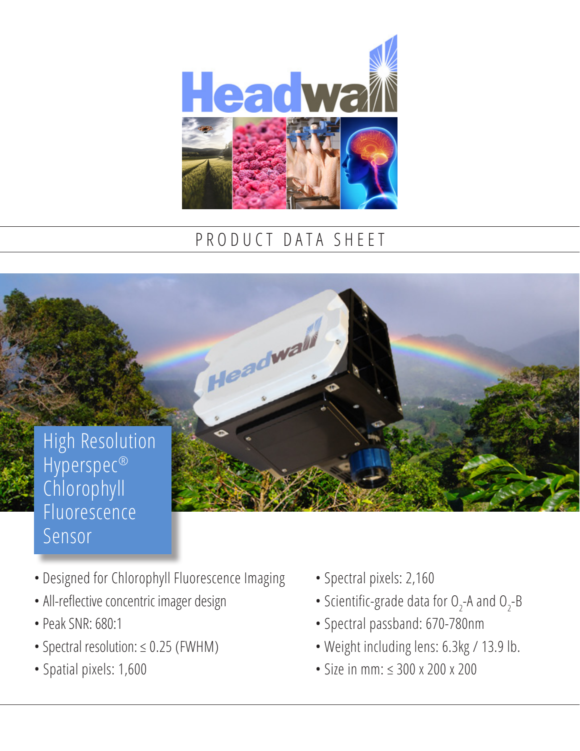# Headwall

PRODUCT DATA SHEET

## High Resolution Hyperspec® Chlorophyll Fluorescence Sensor

- Designed for Chlorophyll Fluorescence Imaging
- All-reflective concentric imager design
- Peak SNR: 680:1
- Spectral resolution: ≤ 0.25 (FWHM)
- Spatial pixels: 1,600
- Spectral pixels: 2,160
- Scientific-grade data for $O_2$-A and $O_2$-B
- Spectral passband: 670-780nm
- Weight including lens: 6.3kg / 13.9 lb.
- Size in mm: ≤ 300 x 200 x 200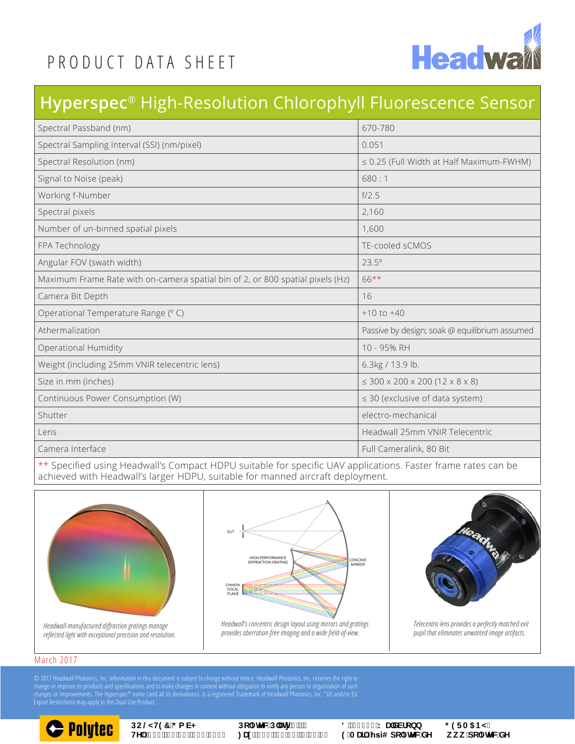PRODUCT DATA SHEET

# Hyperspec® High-Resolution Chlorophyll Fluorescence Sensor

| | |
|---|---|
| Spectral Passband (nm) | 670-780 |
| Spectral Sampling Interval (SSI) (nm/pixel) | 0.051 |
| Spectral Resolution (nm) | ≤ 0.25 (Full Width at Half Maximum-FWHM) |
| Signal to Noise (peak) | 680 : 1 |
| Working f-Number | f/2.5 |
| Spectral pixels | 2,160 |
| Number of un-binned spatial pixels | 1,600 |
| FPA Technology | TE-cooled sCMOS |
| Angular FOV (swath width) | 23.5° |
| Maximum Frame Rate with on-camera spatial bin of 2, or 800 spatial pixels (Hz) | 66** |
| Camera Bit Depth | 16 |
| Operational Temperature Range (° C) | +10 to +40 |
| Athermalization | Passive by design; soak @ equilibrium assumed |
| Operational Humidity | 10 - 95% RH |
| Weight (including 25mm VNIR telecentric lens) | 6.3kg / 13.9 lb. |
| Size in mm (inches) | ≤ 300 x 200 x 200 (12 x 8 x 8) |
| Continuous Power Consumption (W) | ≤ 30 (exclusive of data system) |
| Shutter | electro-mechanical |
| Lens | Headwall 25mm VNIR Telecentric |
| Camera Interface | Full Cameralink, 80 Bit |

** Specified using Headwall's Compact HDPU suitable for specific UAV applications. Faster frame rates can be achieved with Headwall's larger HDPU, suitable for manned aircraft deployment.

Headwall-manufactured diffraction gratings manage reflected light with exceptional precision and resolution.

SLIT

HIGH-PERFORMANCE DIFFRACTION GRATING

CONCAVE MIRROR

CAMERA FOCAL PLANE

Headwall's concentric design layout using mirrors and gratings provides aberration-free imaging and a wide field-of-view.

Telecentric lens provides a perfectly matched exit pupil that eliminates unwanted image artifacts.

March 2017

© 2017 Headwall Photonics, Inc. Information in this document is subject to change without notice. Headwall Photonics, Inc. reserves the right to change or improve its products and specifications and to make changes in content without obligation to notify any person or organization of such changes or improvements. The Hyperspec® name (and all its derivations) is a registered Trademark of Headwall Photonics, Inc. *US and/or EU Export Restrictions may apply to this Dual Use Product.